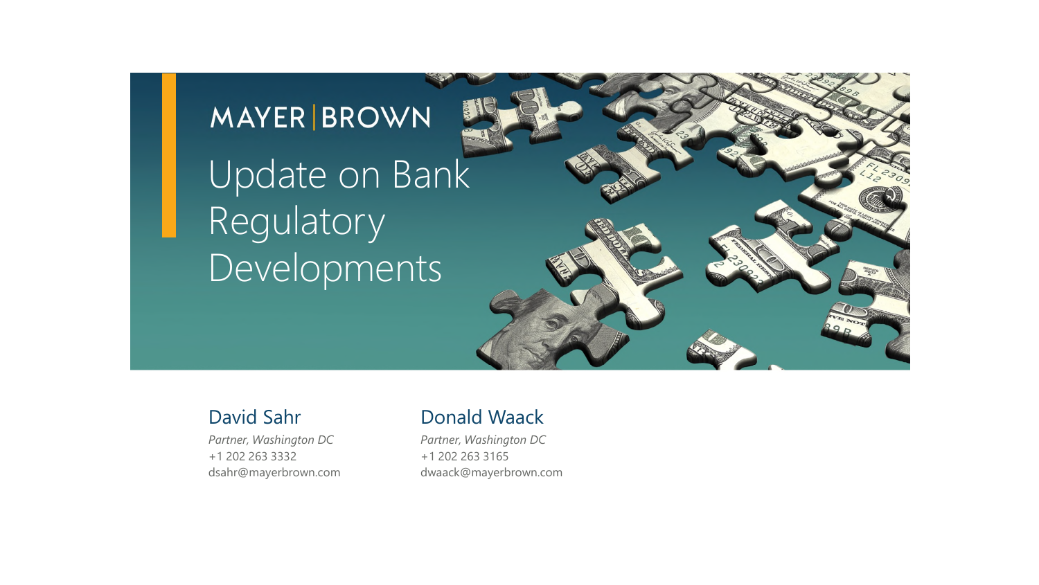MAYER | BROWN

# Update on Bank Regulatory Developments

**David Sahr**
*Partner, Washington DC*
+1 202 263 3332
dsahr@mayerbrown.com

**Donald Waack**
*Partner, Washington DC*
+1 202 263 3165
dwaack@mayerbrown.com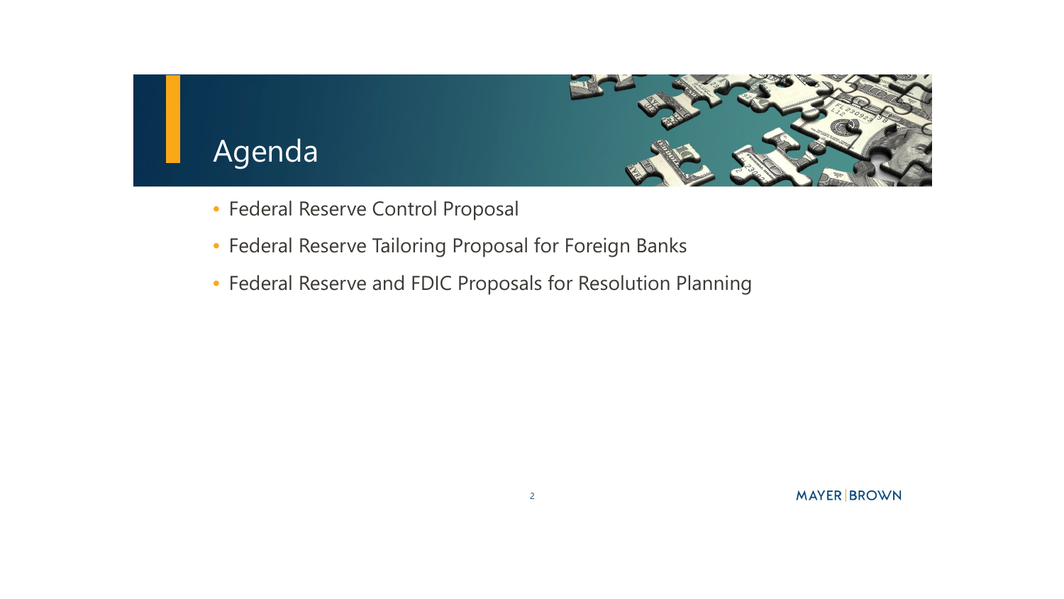# Agenda

- Federal Reserve Control Proposal
- Federal Reserve Tailoring Proposal for Foreign Banks
- Federal Reserve and FDIC Proposals for Resolution Planning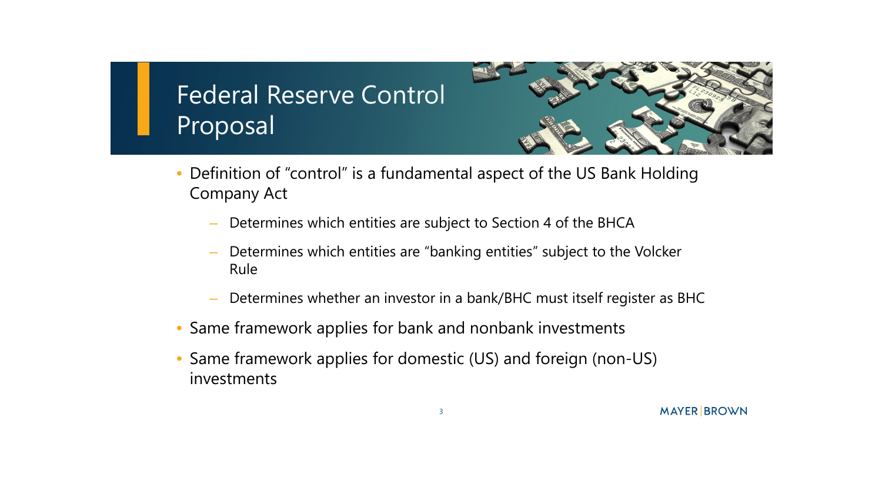# Federal Reserve Control Proposal

- Definition of "control" is a fundamental aspect of the US Bank Holding Company Act
  - Determines which entities are subject to Section 4 of the BHCA
  - Determines which entities are "banking entities" subject to the Volcker Rule
  - Determines whether an investor in a bank/BHC must itself register as BHC
- Same framework applies for bank and nonbank investments
- Same framework applies for domestic (US) and foreign (non-US) investments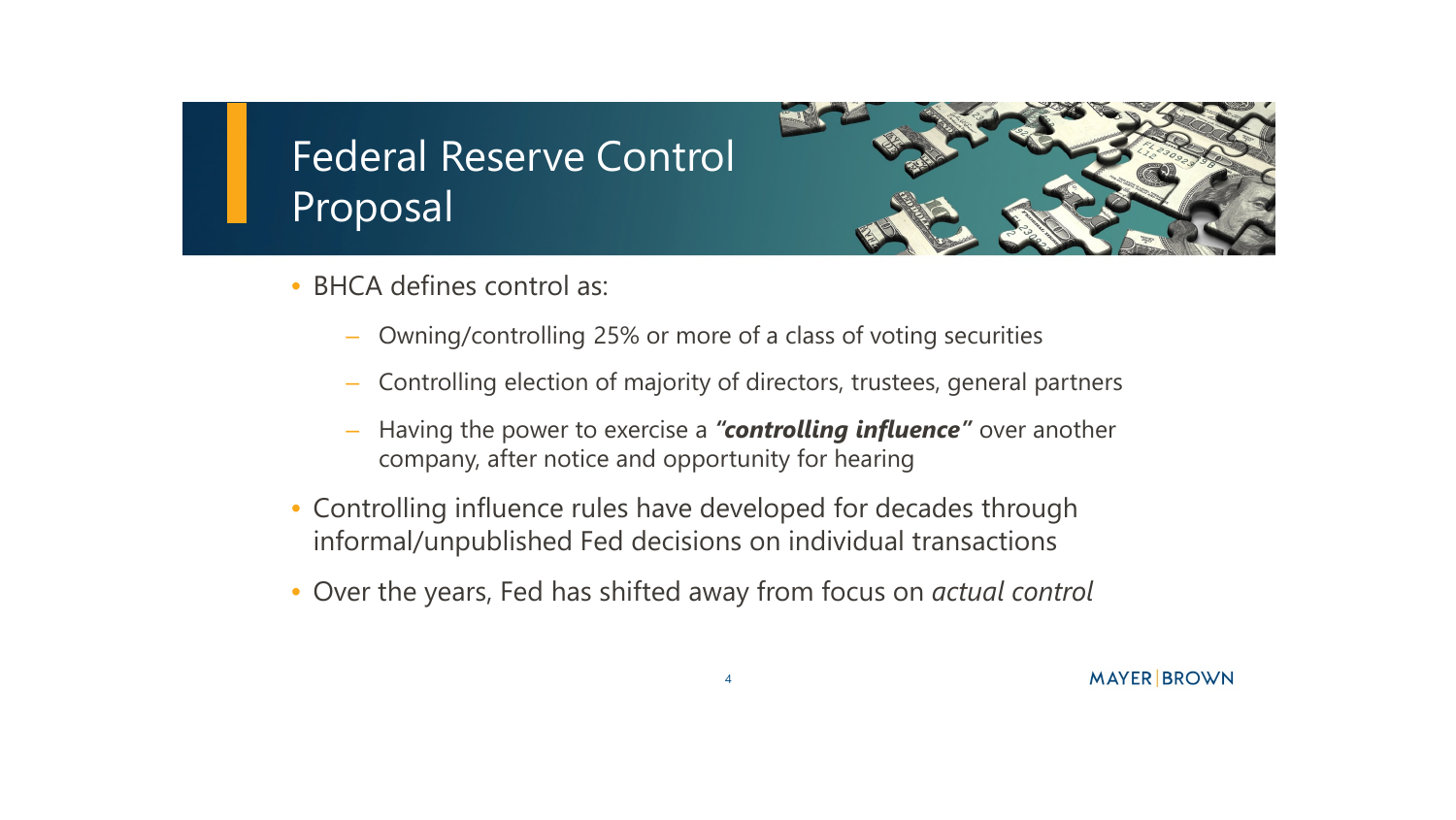# Federal Reserve Control Proposal

- BHCA defines control as:
  - Owning/controlling 25% or more of a class of voting securities
  - Controlling election of majority of directors, trustees, general partners
  - Having the power to exercise a ***"controlling influence"*** over another company, after notice and opportunity for hearing
- Controlling influence rules have developed for decades through informal/unpublished Fed decisions on individual transactions
- Over the years, Fed has shifted away from focus on *actual control*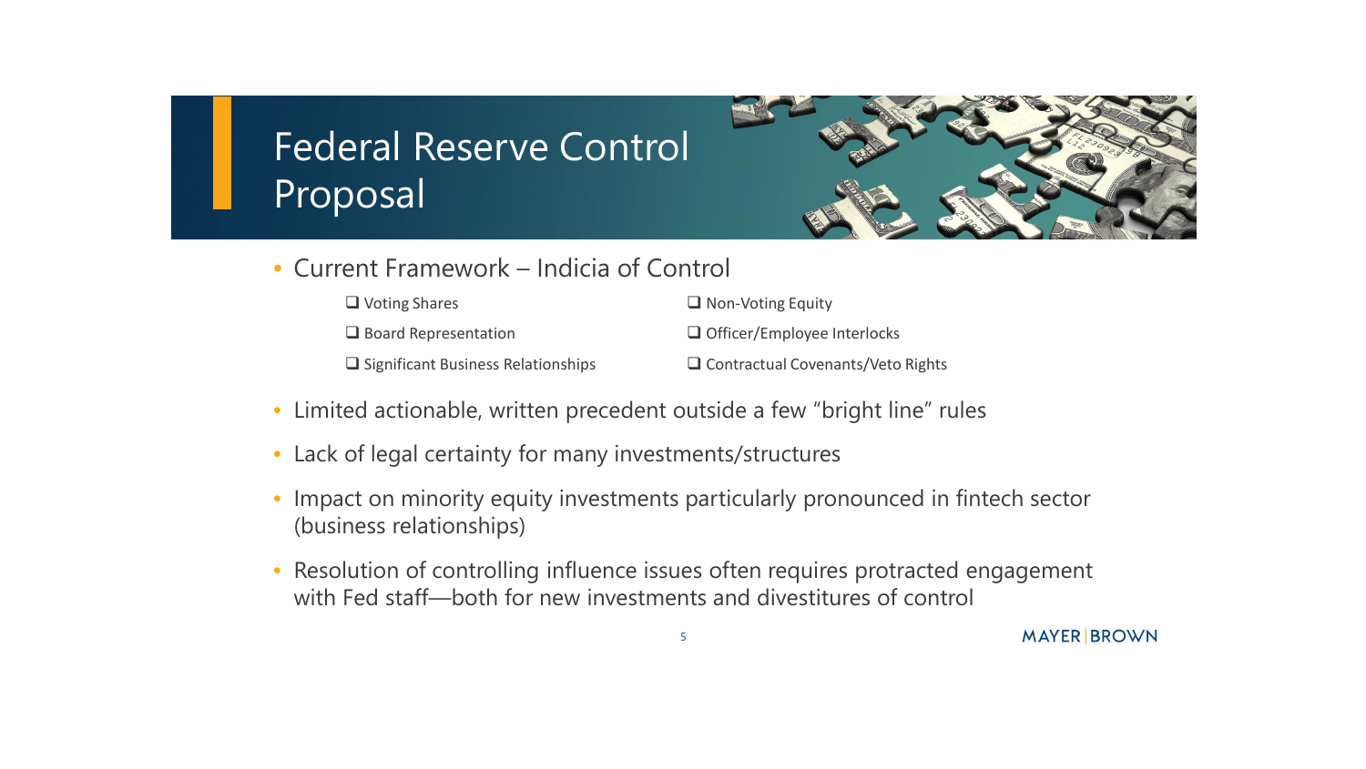# Federal Reserve Control Proposal

- Current Framework – Indicia of Control
  - ❑ Voting Shares
  - ❑ Non-Voting Equity
  - ❑ Board Representation
  - ❑ Officer/Employee Interlocks
  - ❑ Significant Business Relationships
  - ❑ Contractual Covenants/Veto Rights
- Limited actionable, written precedent outside a few "bright line" rules
- Lack of legal certainty for many investments/structures
- Impact on minority equity investments particularly pronounced in fintech sector (business relationships)
- Resolution of controlling influence issues often requires protracted engagement with Fed staff—both for new investments and divestitures of control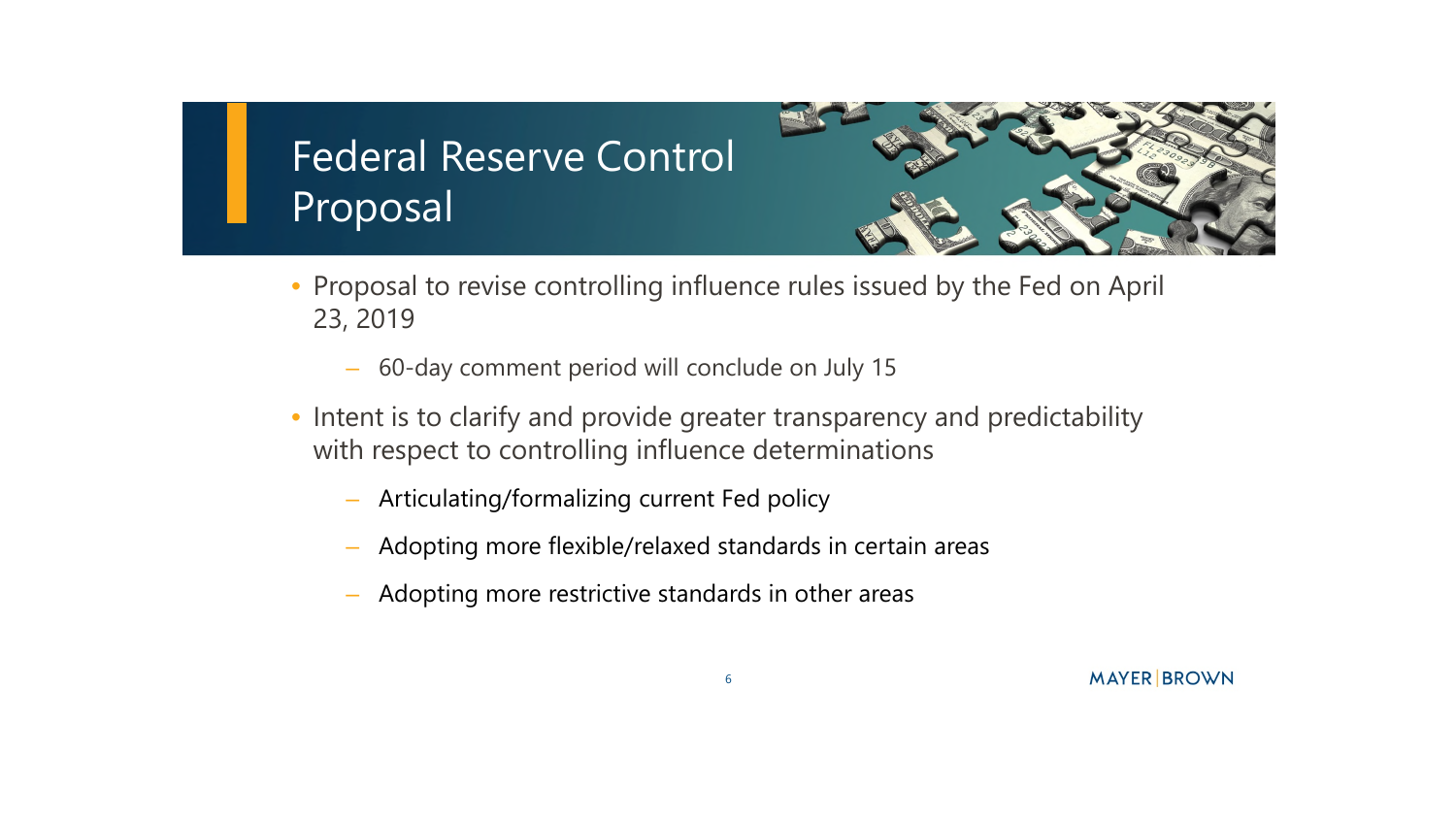# Federal Reserve Control Proposal

- Proposal to revise controlling influence rules issued by the Fed on April 23, 2019
  - 60-day comment period will conclude on July 15
- Intent is to clarify and provide greater transparency and predictability with respect to controlling influence determinations
  - Articulating/formalizing current Fed policy
  - Adopting more flexible/relaxed standards in certain areas
  - Adopting more restrictive standards in other areas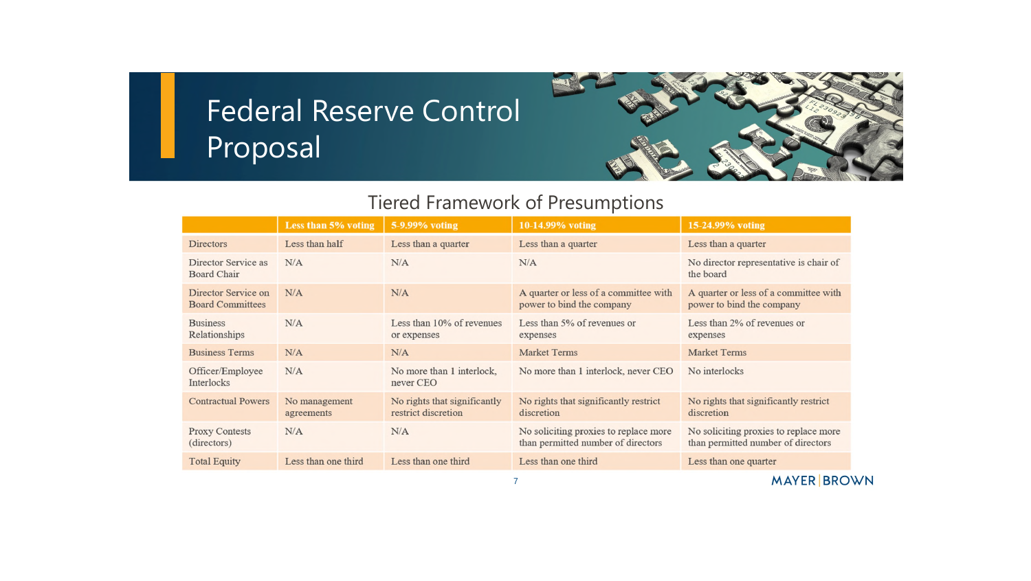# Federal Reserve Control Proposal

## Tiered Framework of Presumptions

| | Less than 5% voting | 5-9.99% voting | 10-14.99% voting | 15-24.99% voting |
|---|---|---|---|---|
| Directors | Less than half | Less than a quarter | Less than a quarter | Less than a quarter |
| Director Service as Board Chair | N/A | N/A | N/A | No director representative is chair of the board |
| Director Service on Board Committees | N/A | N/A | A quarter or less of a committee with power to bind the company | A quarter or less of a committee with power to bind the company |
| Business Relationships | N/A | Less than 10% of revenues or expenses | Less than 5% of revenues or expenses | Less than 2% of revenues or expenses |
| Business Terms | N/A | N/A | Market Terms | Market Terms |
| Officer/Employee Interlocks | N/A | No more than 1 interlock, never CEO | No more than 1 interlock, never CEO | No interlocks |
| Contractual Powers | No management agreements | No rights that significantly restrict discretion | No rights that significantly restrict discretion | No rights that significantly restrict discretion |
| Proxy Contests (directors) | N/A | N/A | No soliciting proxies to replace more than permitted number of directors | No soliciting proxies to replace more than permitted number of directors |
| Total Equity | Less than one third | Less than one third | Less than one third | Less than one quarter |

MAYER | BROWN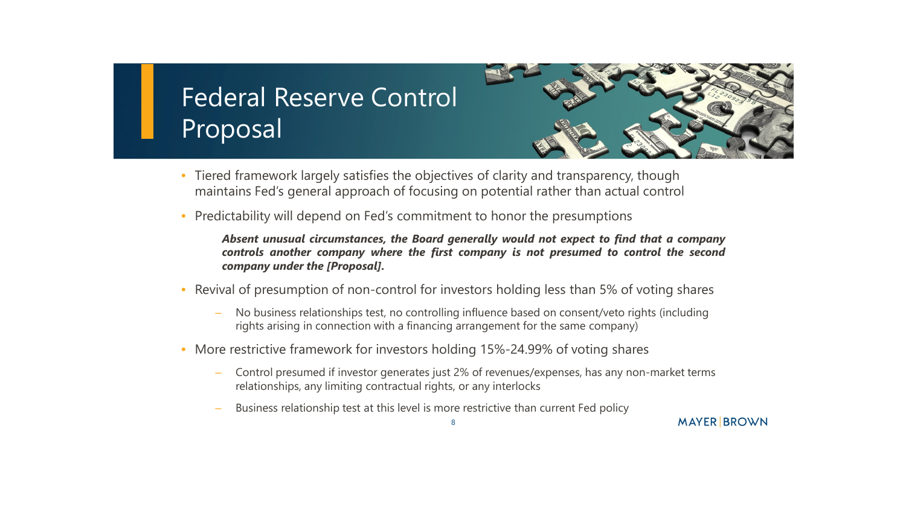# Federal Reserve Control Proposal

- Tiered framework largely satisfies the objectives of clarity and transparency, though maintains Fed's general approach of focusing on potential rather than actual control
- Predictability will depend on Fed's commitment to honor the presumptions

  ***Absent unusual circumstances, the Board generally would not expect to find that a company controls another company where the first company is not presumed to control the second company under the [Proposal].***

- Revival of presumption of non-control for investors holding less than 5% of voting shares
  - No business relationships test, no controlling influence based on consent/veto rights (including rights arising in connection with a financing arrangement for the same company)
- More restrictive framework for investors holding 15%-24.99% of voting shares
  - Control presumed if investor generates just 2% of revenues/expenses, has any non-market terms relationships, any limiting contractual rights, or any interlocks
  - Business relationship test at this level is more restrictive than current Fed policy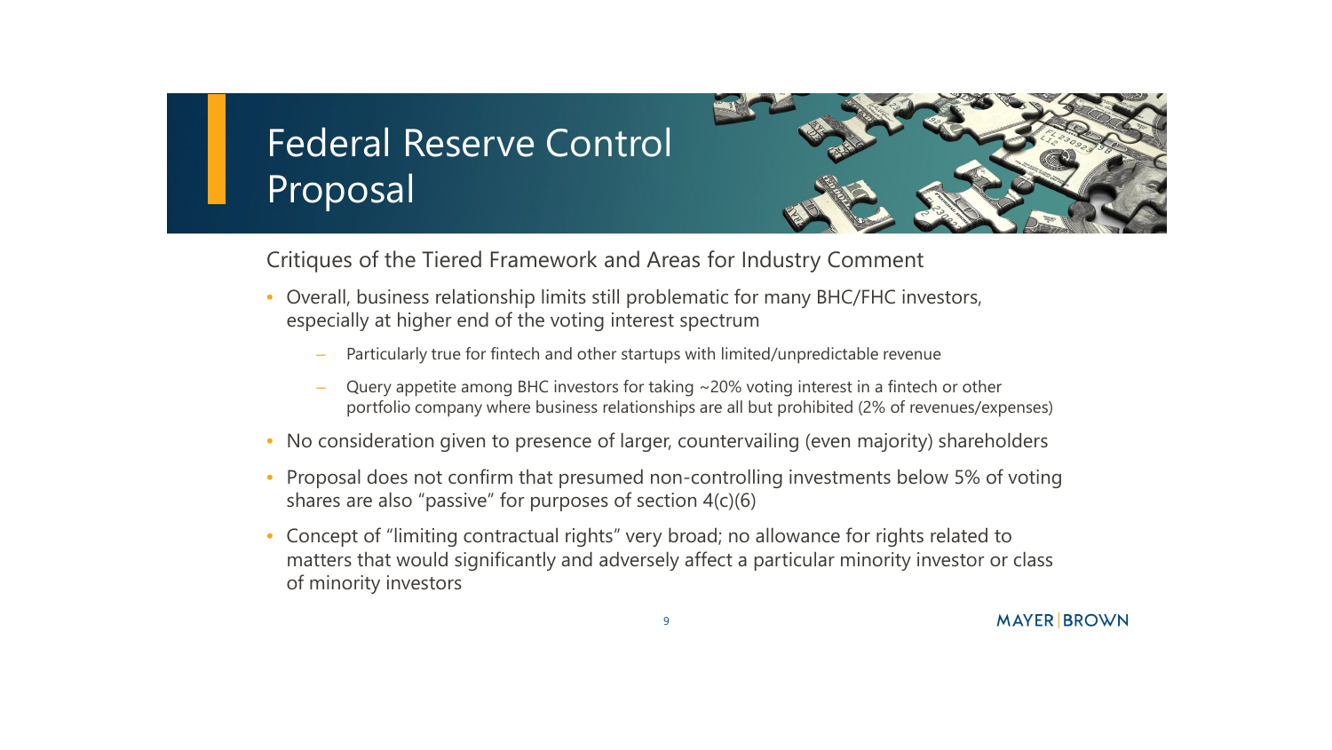# Federal Reserve Control Proposal

## Critiques of the Tiered Framework and Areas for Industry Comment

- Overall, business relationship limits still problematic for many BHC/FHC investors, especially at higher end of the voting interest spectrum
  - Particularly true for fintech and other startups with limited/unpredictable revenue
  - Query appetite among BHC investors for taking ~20% voting interest in a fintech or other portfolio company where business relationships are all but prohibited (2% of revenues/expenses)
- No consideration given to presence of larger, countervailing (even majority) shareholders
- Proposal does not confirm that presumed non-controlling investments below 5% of voting shares are also "passive" for purposes of section 4(c)(6)
- Concept of "limiting contractual rights" very broad; no allowance for rights related to matters that would significantly and adversely affect a particular minority investor or class of minority investors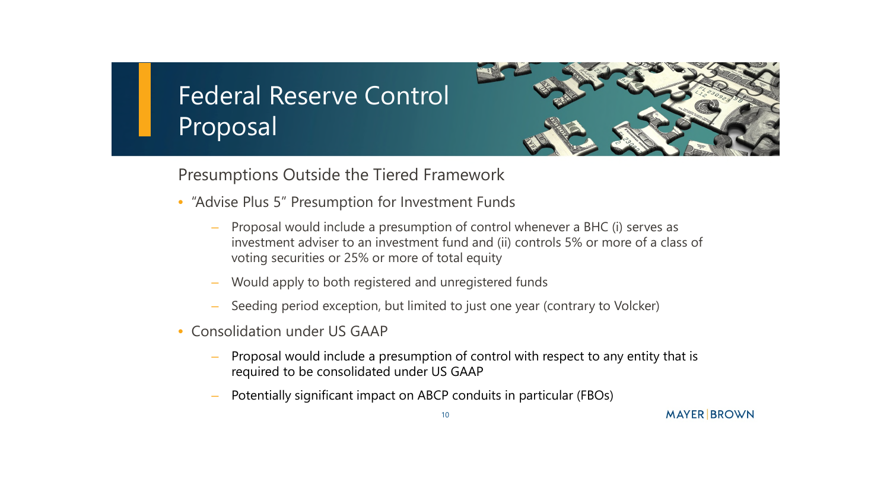# Federal Reserve Control Proposal

## Presumptions Outside the Tiered Framework

- "Advise Plus 5" Presumption for Investment Funds
  - Proposal would include a presumption of control whenever a BHC (i) serves as investment adviser to an investment fund and (ii) controls 5% or more of a class of voting securities or 25% or more of total equity
  - Would apply to both registered and unregistered funds
  - Seeding period exception, but limited to just one year (contrary to Volcker)
- Consolidation under US GAAP
  - Proposal would include a presumption of control with respect to any entity that is required to be consolidated under US GAAP
  - Potentially significant impact on ABCP conduits in particular (FBOs)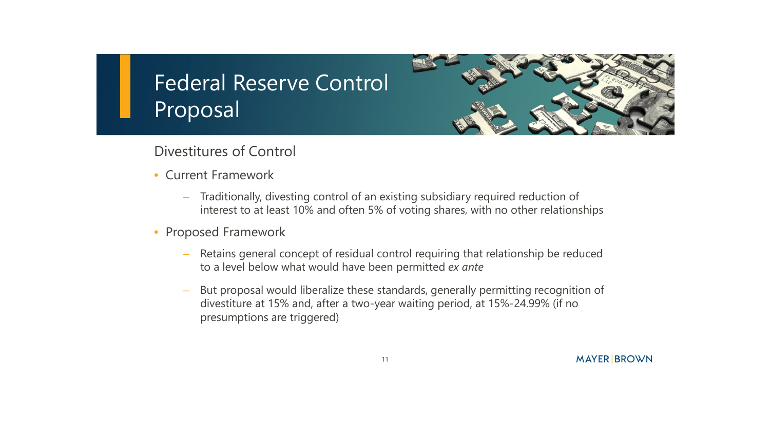# Federal Reserve Control Proposal

## Divestitures of Control

- Current Framework
  - Traditionally, divesting control of an existing subsidiary required reduction of interest to at least 10% and often 5% of voting shares, with no other relationships
- Proposed Framework
  - Retains general concept of residual control requiring that relationship be reduced to a level below what would have been permitted *ex ante*
  - But proposal would liberalize these standards, generally permitting recognition of divestiture at 15% and, after a two-year waiting period, at 15%-24.99% (if no presumptions are triggered)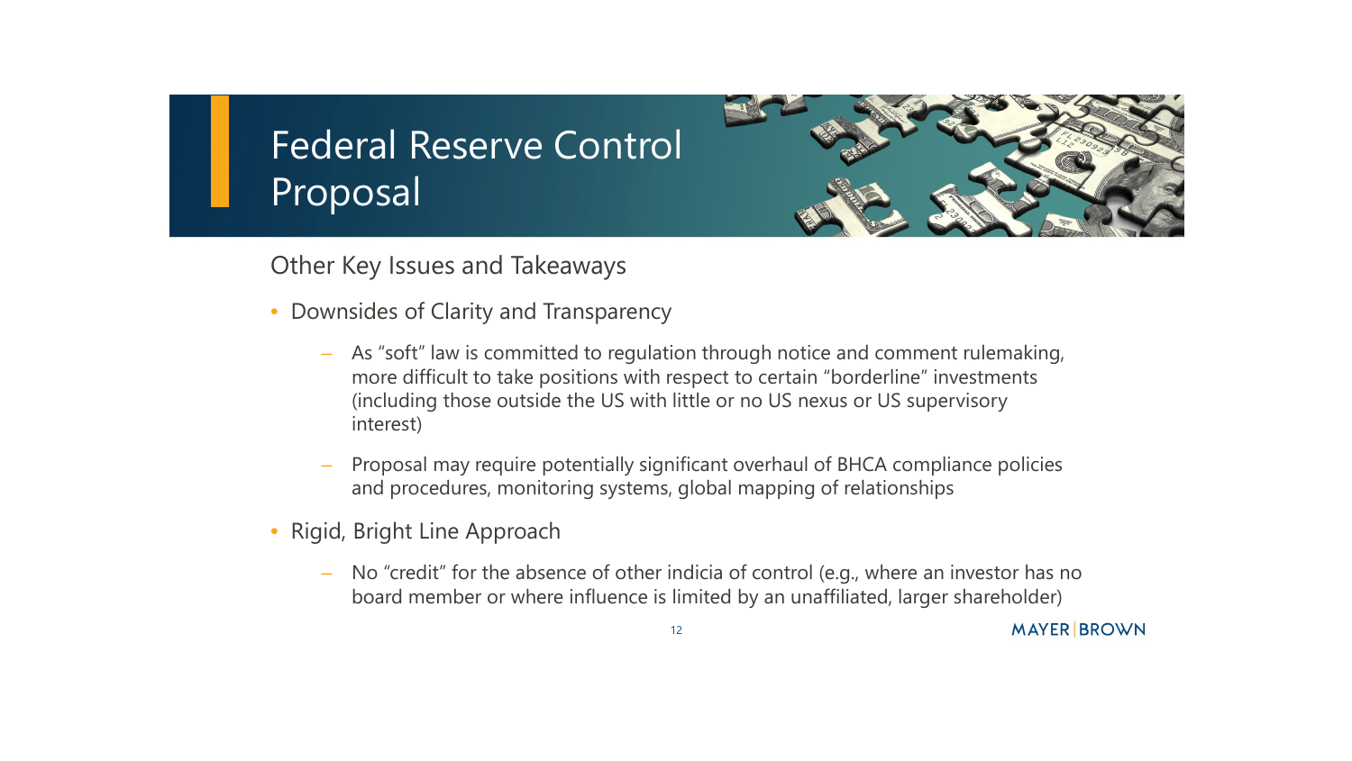# Federal Reserve Control Proposal

## Other Key Issues and Takeaways

- Downsides of Clarity and Transparency
  - As “soft” law is committed to regulation through notice and comment rulemaking, more difficult to take positions with respect to certain “borderline” investments (including those outside the US with little or no US nexus or US supervisory interest)
  - Proposal may require potentially significant overhaul of BHCA compliance policies and procedures, monitoring systems, global mapping of relationships
- Rigid, Bright Line Approach
  - No “credit” for the absence of other indicia of control (e.g., where an investor has no board member or where influence is limited by an unaffiliated, larger shareholder)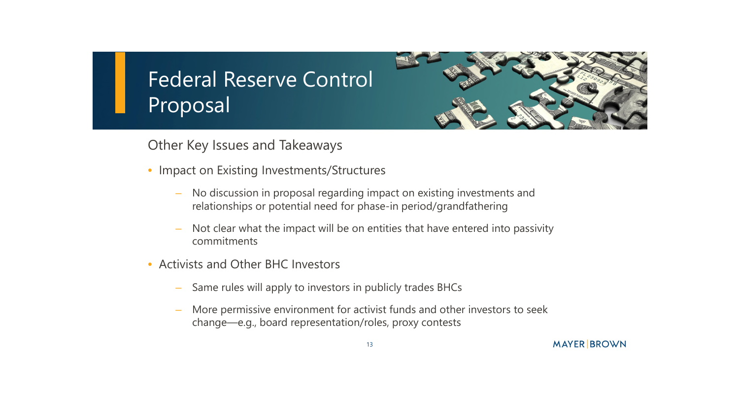# Federal Reserve Control Proposal

## Other Key Issues and Takeaways

- Impact on Existing Investments/Structures
  - No discussion in proposal regarding impact on existing investments and relationships or potential need for phase-in period/grandfathering
  - Not clear what the impact will be on entities that have entered into passivity commitments
- Activists and Other BHC Investors
  - Same rules will apply to investors in publicly trades BHCs
  - More permissive environment for activist funds and other investors to seek change—e.g., board representation/roles, proxy contests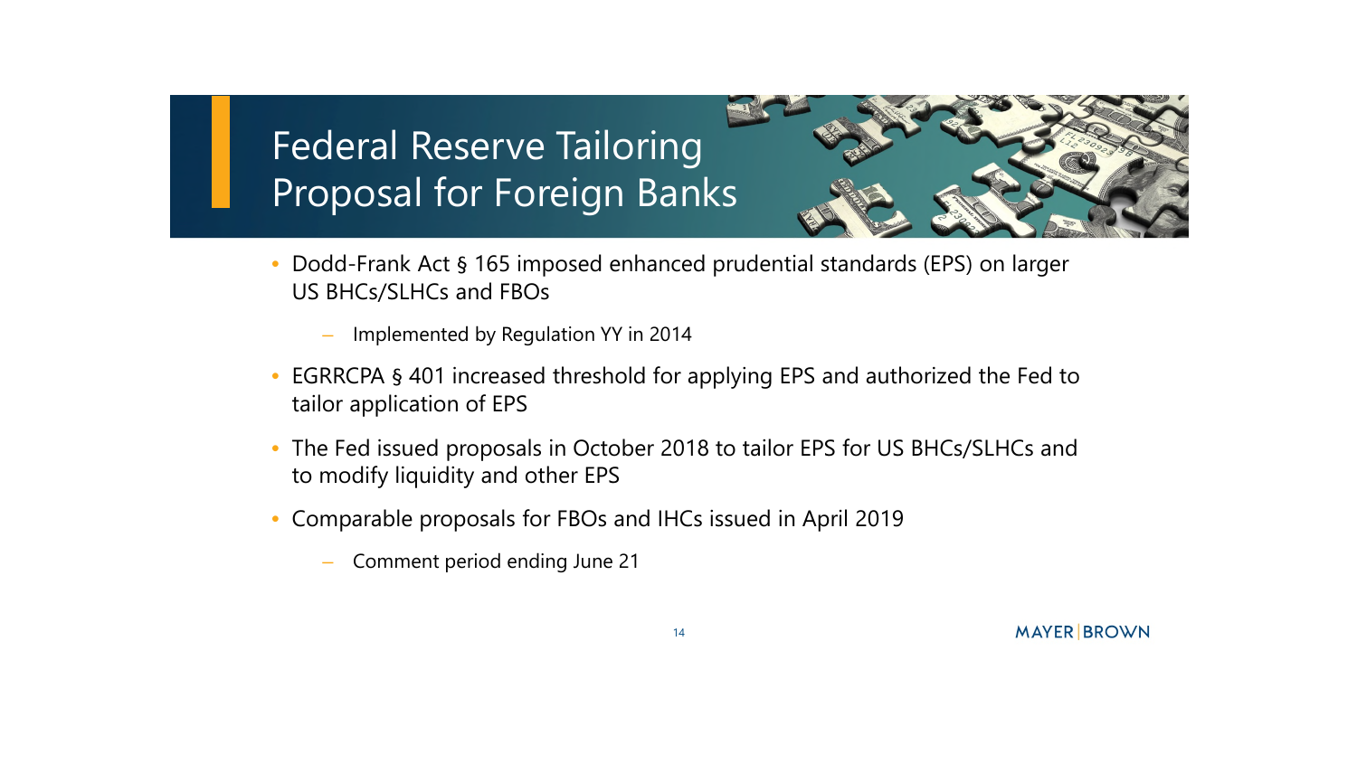# Federal Reserve Tailoring Proposal for Foreign Banks

- Dodd-Frank Act § 165 imposed enhanced prudential standards (EPS) on larger US BHCs/SLHCs and FBOs
  - Implemented by Regulation YY in 2014
- EGRRCPA § 401 increased threshold for applying EPS and authorized the Fed to tailor application of EPS
- The Fed issued proposals in October 2018 to tailor EPS for US BHCs/SLHCs and to modify liquidity and other EPS
- Comparable proposals for FBOs and IHCs issued in April 2019
  - Comment period ending June 21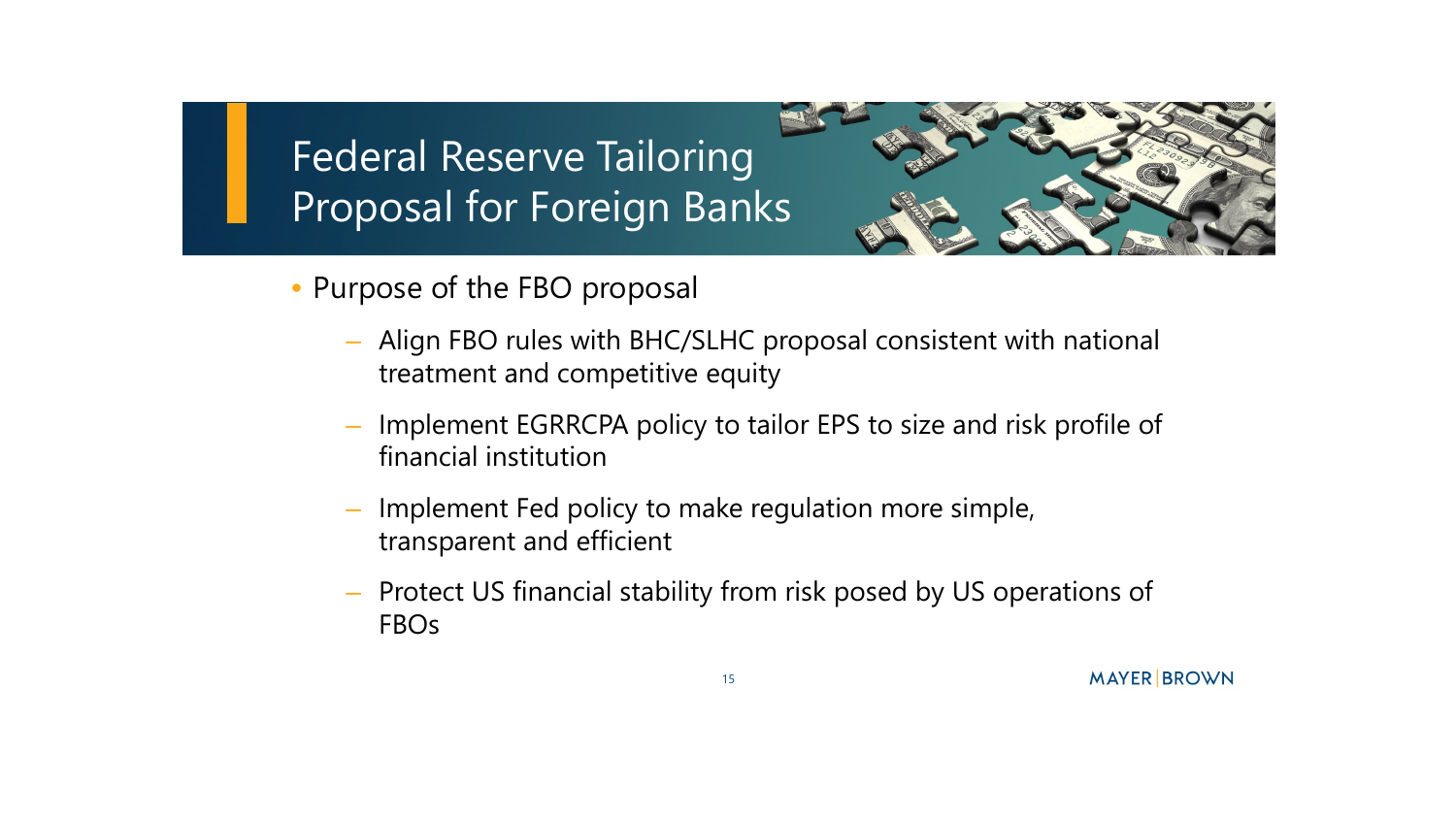# Federal Reserve Tailoring Proposal for Foreign Banks

- Purpose of the FBO proposal
  - Align FBO rules with BHC/SLHC proposal consistent with national treatment and competitive equity
  - Implement EGRRCPA policy to tailor EPS to size and risk profile of financial institution
  - Implement Fed policy to make regulation more simple, transparent and efficient
  - Protect US financial stability from risk posed by US operations of FBOs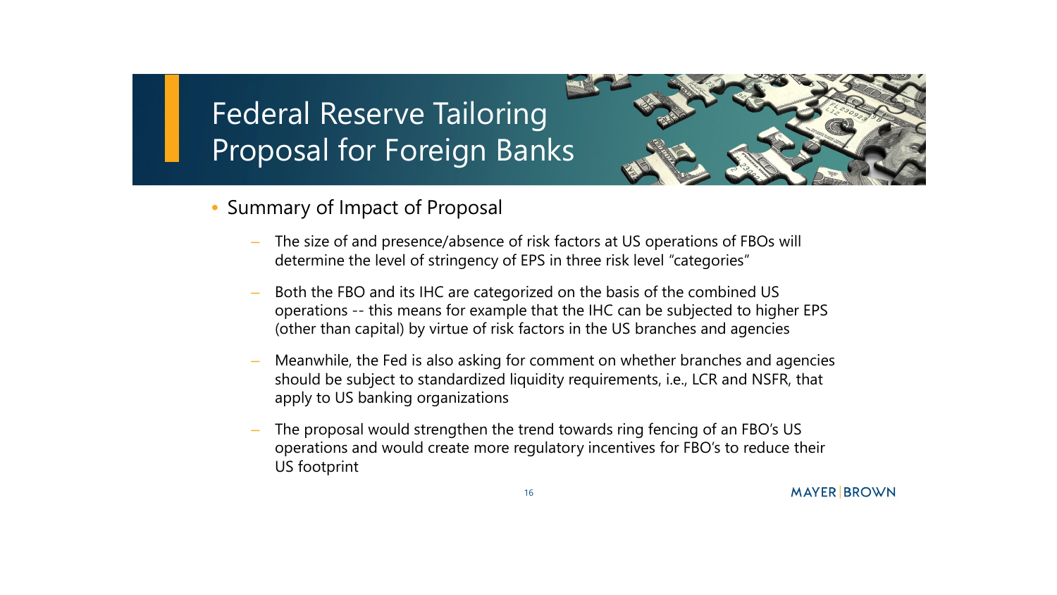# Federal Reserve Tailoring Proposal for Foreign Banks

- Summary of Impact of Proposal
  - The size of and presence/absence of risk factors at US operations of FBOs will determine the level of stringency of EPS in three risk level "categories"
  - Both the FBO and its IHC are categorized on the basis of the combined US operations -- this means for example that the IHC can be subjected to higher EPS (other than capital) by virtue of risk factors in the US branches and agencies
  - Meanwhile, the Fed is also asking for comment on whether branches and agencies should be subject to standardized liquidity requirements, i.e., LCR and NSFR, that apply to US banking organizations
  - The proposal would strengthen the trend towards ring fencing of an FBO's US operations and would create more regulatory incentives for FBO's to reduce their US footprint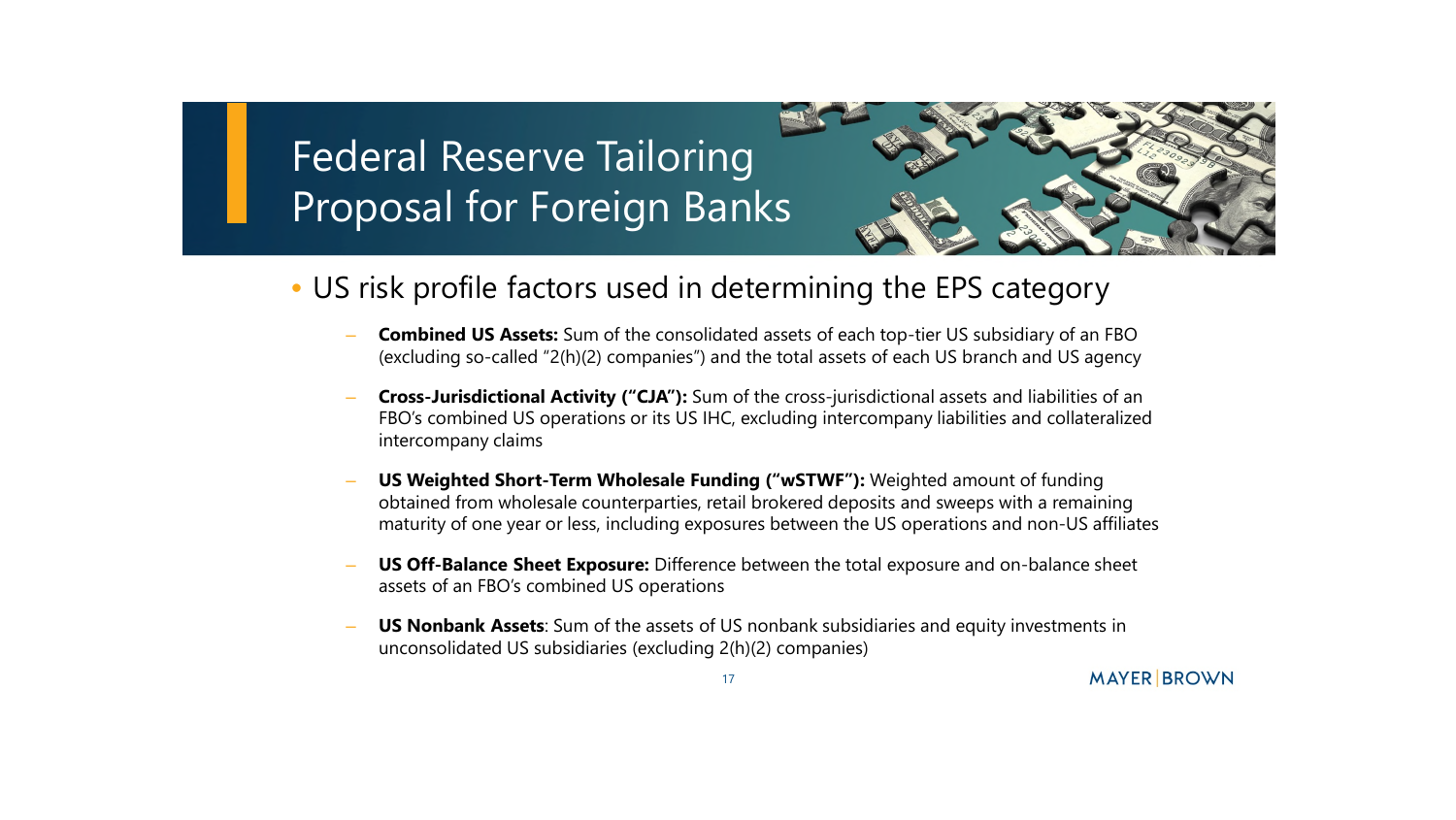# Federal Reserve Tailoring Proposal for Foreign Banks

- US risk profile factors used in determining the EPS category
  - **Combined US Assets:** Sum of the consolidated assets of each top-tier US subsidiary of an FBO (excluding so-called "2(h)(2) companies") and the total assets of each US branch and US agency
  - **Cross-Jurisdictional Activity ("CJA"):** Sum of the cross-jurisdictional assets and liabilities of an FBO's combined US operations or its US IHC, excluding intercompany liabilities and collateralized intercompany claims
  - **US Weighted Short-Term Wholesale Funding ("wSTWF"):** Weighted amount of funding obtained from wholesale counterparties, retail brokered deposits and sweeps with a remaining maturity of one year or less, including exposures between the US operations and non-US affiliates
  - **US Off-Balance Sheet Exposure:** Difference between the total exposure and on-balance sheet assets of an FBO's combined US operations
  - **US Nonbank Assets**: Sum of the assets of US nonbank subsidiaries and equity investments in unconsolidated US subsidiaries (excluding 2(h)(2) companies)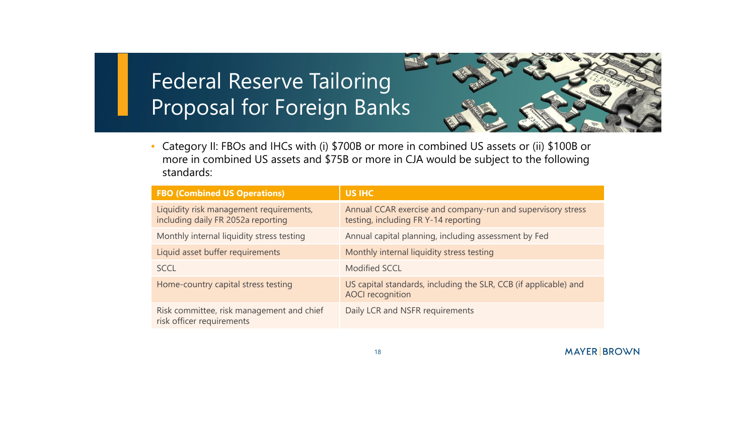# Federal Reserve Tailoring Proposal for Foreign Banks

- Category II: FBOs and IHCs with (i) $700B or more in combined US assets or (ii) $100B or more in combined US assets and $75B or more in CJA would be subject to the following standards:

| FBO (Combined US Operations) | US IHC |
|---|---|
| Liquidity risk management requirements, including daily FR 2052a reporting | Annual CCAR exercise and company-run and supervisory stress testing, including FR Y-14 reporting |
| Monthly internal liquidity stress testing | Annual capital planning, including assessment by Fed |
| Liquid asset buffer requirements | Monthly internal liquidity stress testing |
| SCCL | Modified SCCL |
| Home-country capital stress testing | US capital standards, including the SLR, CCB (if applicable) and AOCI recognition |
| Risk committee, risk management and chief risk officer requirements | Daily LCR and NSFR requirements |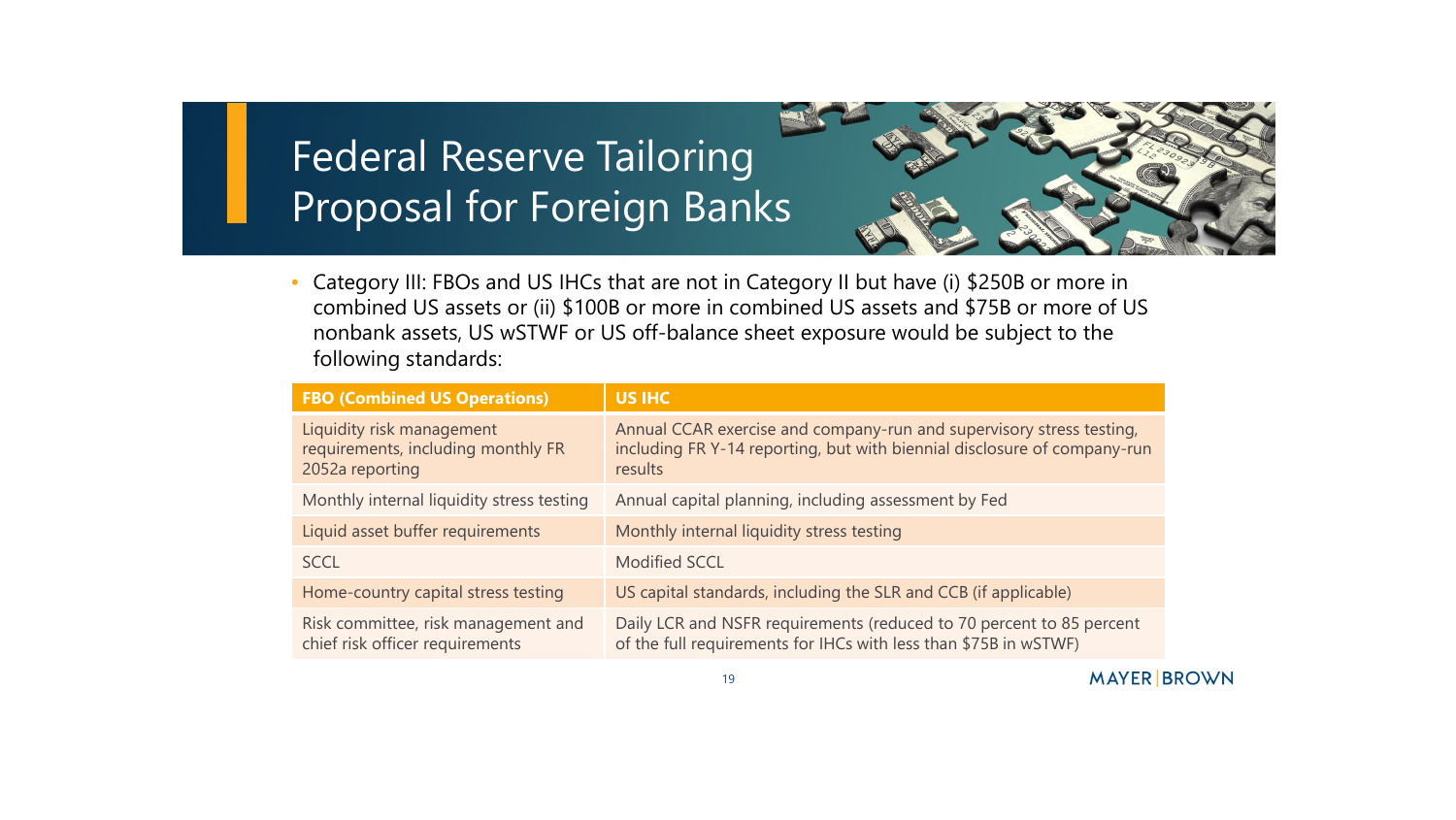# Federal Reserve Tailoring Proposal for Foreign Banks

- Category III: FBOs and US IHCs that are not in Category II but have (i) $250B or more in combined US assets or (ii) $100B or more in combined US assets and $75B or more of US nonbank assets, US wSTWF or US off-balance sheet exposure would be subject to the following standards:

| FBO (Combined US Operations) | US IHC |
| --- | --- |
| Liquidity risk management requirements, including monthly FR 2052a reporting | Annual CCAR exercise and company-run and supervisory stress testing, including FR Y-14 reporting, but with biennial disclosure of company-run results |
| Monthly internal liquidity stress testing | Annual capital planning, including assessment by Fed |
| Liquid asset buffer requirements | Monthly internal liquidity stress testing |
| SCCL | Modified SCCL |
| Home-country capital stress testing | US capital standards, including the SLR and CCB (if applicable) |
| Risk committee, risk management and chief risk officer requirements | Daily LCR and NSFR requirements (reduced to 70 percent to 85 percent of the full requirements for IHCs with less than $75B in wSTWF) |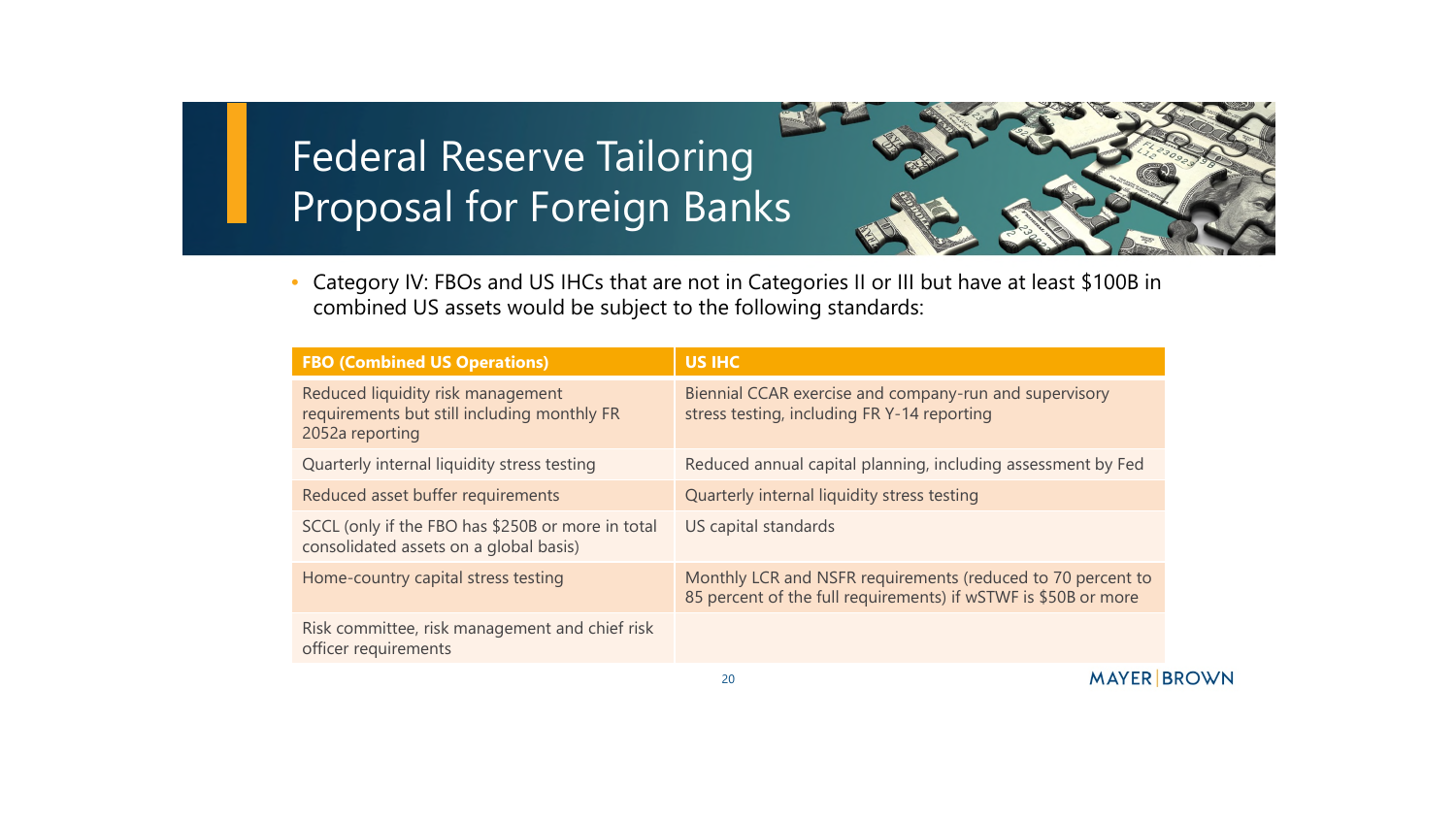# Federal Reserve Tailoring Proposal for Foreign Banks

- Category IV: FBOs and US IHCs that are not in Categories II or III but have at least $100B in combined US assets would be subject to the following standards:

| FBO (Combined US Operations) | US IHC |
| --- | --- |
| Reduced liquidity risk management requirements but still including monthly FR 2052a reporting | Biennial CCAR exercise and company-run and supervisory stress testing, including FR Y-14 reporting |
| Quarterly internal liquidity stress testing | Reduced annual capital planning, including assessment by Fed |
| Reduced asset buffer requirements | Quarterly internal liquidity stress testing |
| SCCL (only if the FBO has $250B or more in total consolidated assets on a global basis) | US capital standards |
| Home-country capital stress testing | Monthly LCR and NSFR requirements (reduced to 70 percent to 85 percent of the full requirements) if wSTWF is $50B or more |
| Risk committee, risk management and chief risk officer requirements | |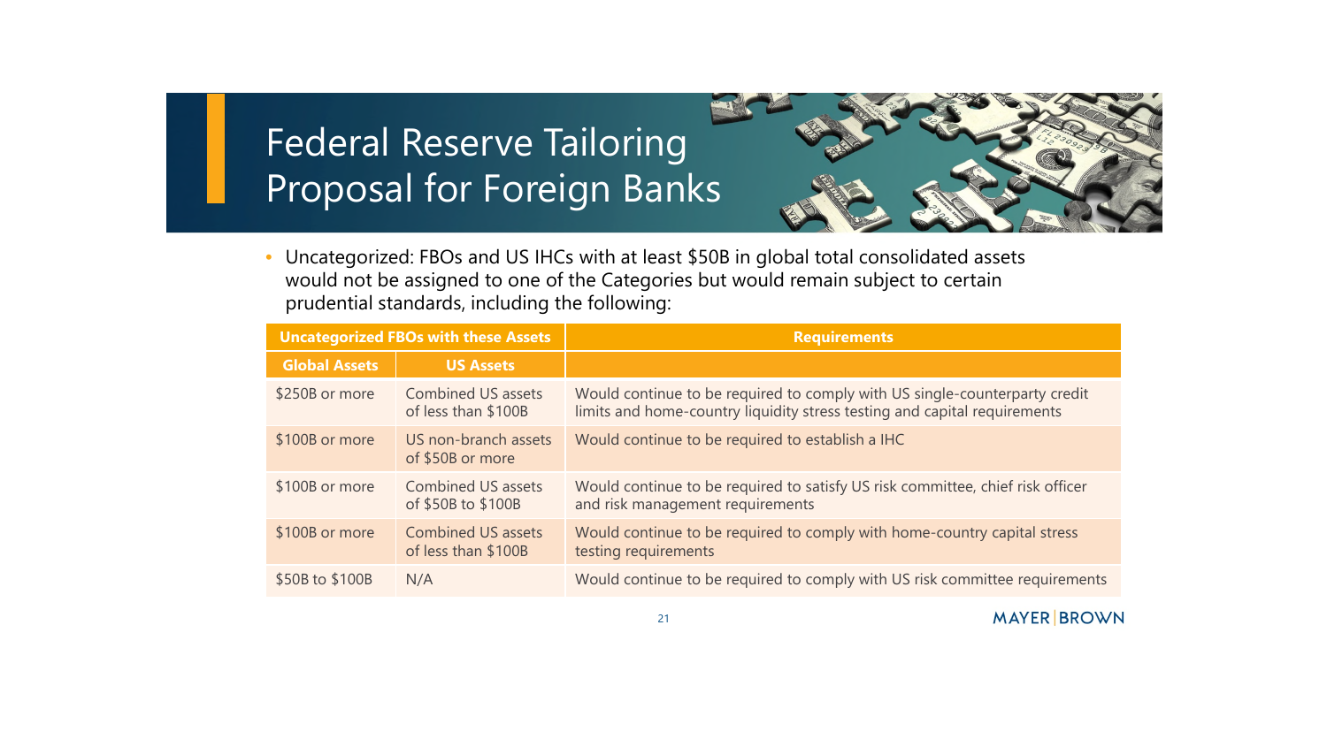# Federal Reserve Tailoring Proposal for Foreign Banks

- Uncategorized: FBOs and US IHCs with at least $50B in global total consolidated assets would not be assigned to one of the Categories but would remain subject to certain prudential standards, including the following:

| Uncategorized FBOs with these Assets | | Requirements |
|---|---|---|
| Global Assets | US Assets | |
| $250B or more | Combined US assets of less than $100B | Would continue to be required to comply with US single-counterparty credit limits and home-country liquidity stress testing and capital requirements |
| $100B or more | US non-branch assets of $50B or more | Would continue to be required to establish a IHC |
| $100B or more | Combined US assets of $50B to $100B | Would continue to be required to satisfy US risk committee, chief risk officer and risk management requirements |
| $100B or more | Combined US assets of less than $100B | Would continue to be required to comply with home-country capital stress testing requirements |
| $50B to $100B | N/A | Would continue to be required to comply with US risk committee requirements |

MAYER | BROWN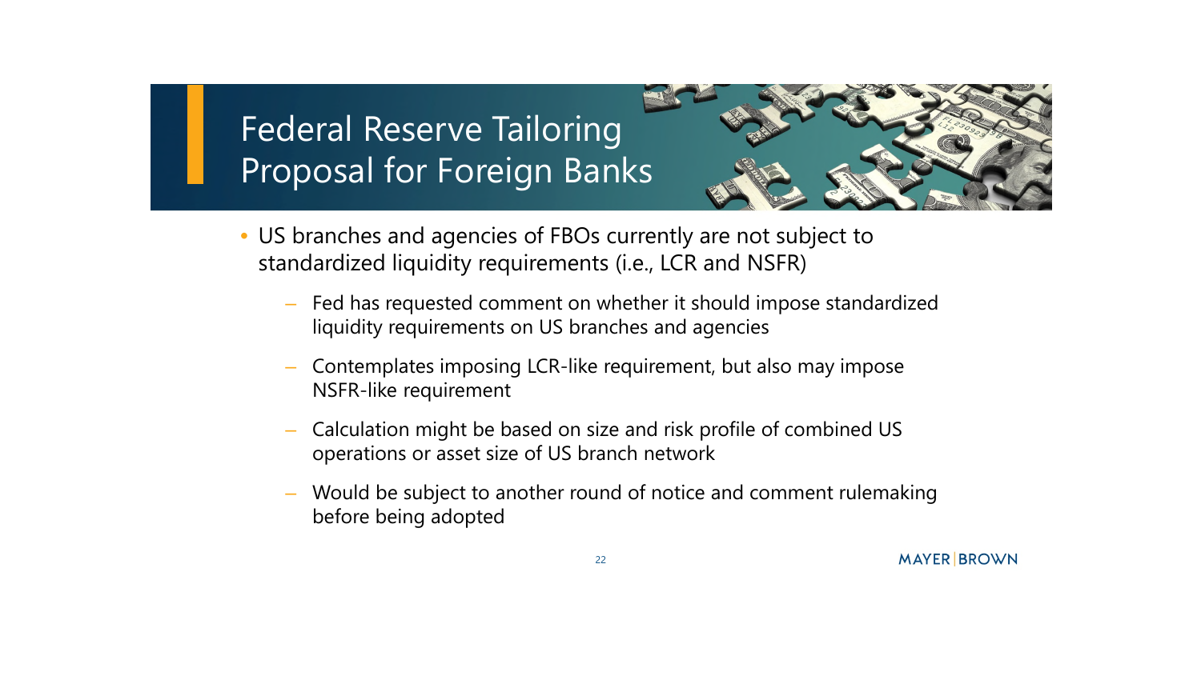# Federal Reserve Tailoring Proposal for Foreign Banks

- US branches and agencies of FBOs currently are not subject to standardized liquidity requirements (i.e., LCR and NSFR)
  - Fed has requested comment on whether it should impose standardized liquidity requirements on US branches and agencies
  - Contemplates imposing LCR-like requirement, but also may impose NSFR-like requirement
  - Calculation might be based on size and risk profile of combined US operations or asset size of US branch network
  - Would be subject to another round of notice and comment rulemaking before being adopted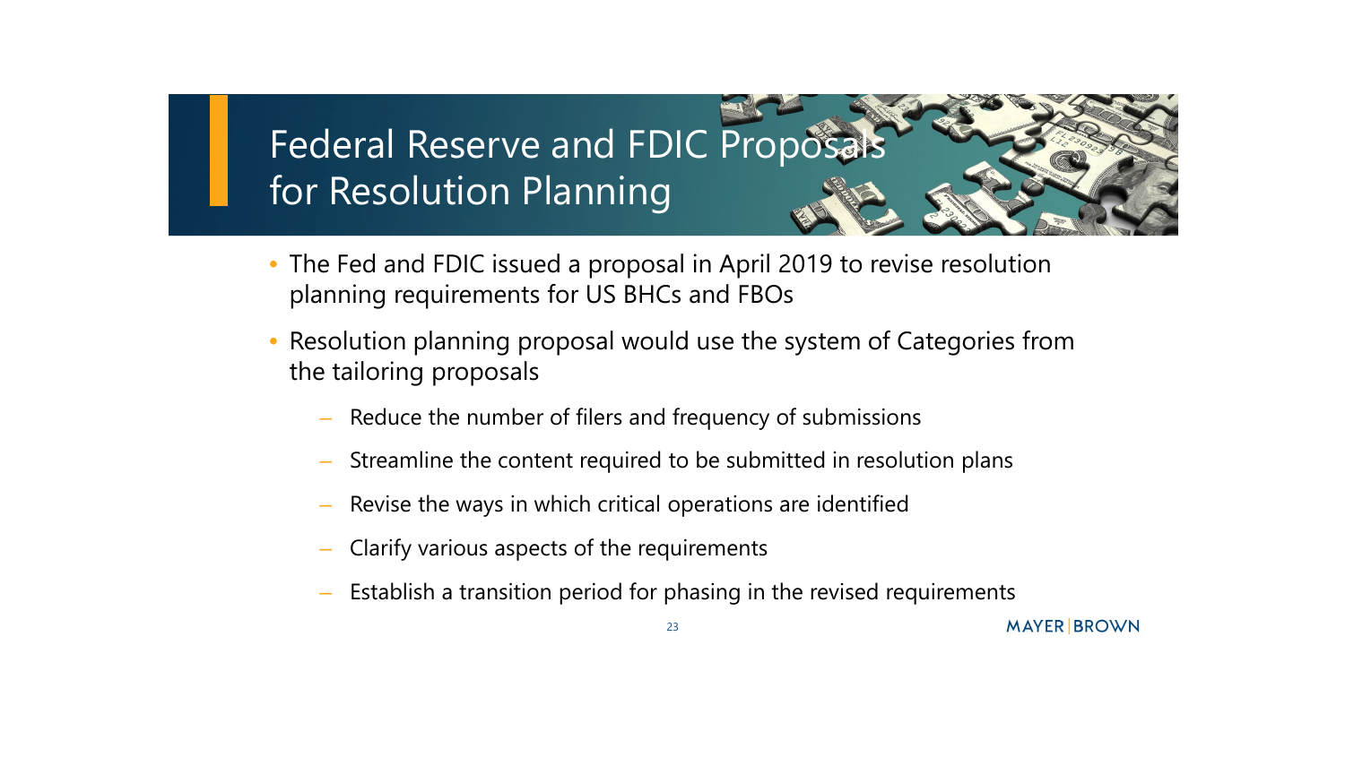# Federal Reserve and FDIC Proposals for Resolution Planning

- The Fed and FDIC issued a proposal in April 2019 to revise resolution planning requirements for US BHCs and FBOs
- Resolution planning proposal would use the system of Categories from the tailoring proposals
  - Reduce the number of filers and frequency of submissions
  - Streamline the content required to be submitted in resolution plans
  - Revise the ways in which critical operations are identified
  - Clarify various aspects of the requirements
  - Establish a transition period for phasing in the revised requirements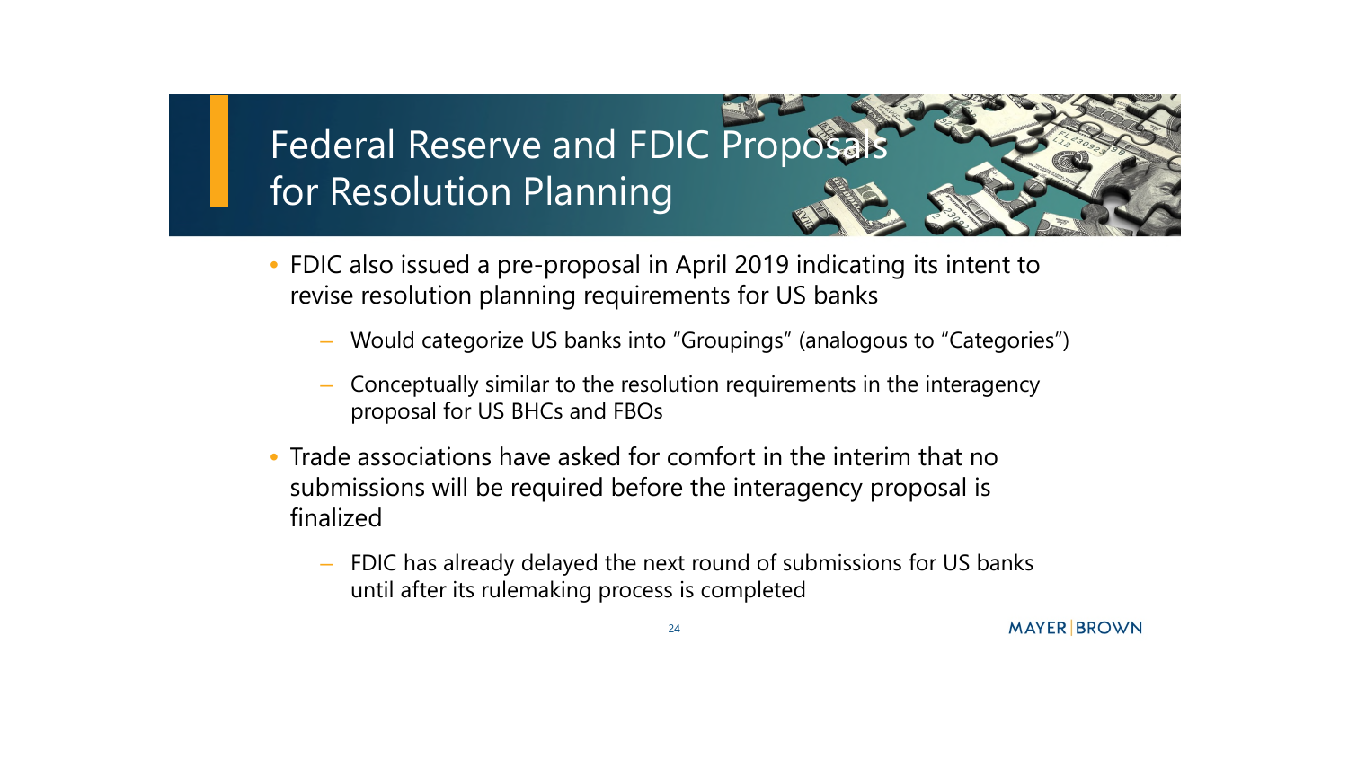# Federal Reserve and FDIC Proposals for Resolution Planning

- FDIC also issued a pre-proposal in April 2019 indicating its intent to revise resolution planning requirements for US banks
  - Would categorize US banks into “Groupings” (analogous to “Categories”)
  - Conceptually similar to the resolution requirements in the interagency proposal for US BHCs and FBOs
- Trade associations have asked for comfort in the interim that no submissions will be required before the interagency proposal is finalized
  - FDIC has already delayed the next round of submissions for US banks until after its rulemaking process is completed